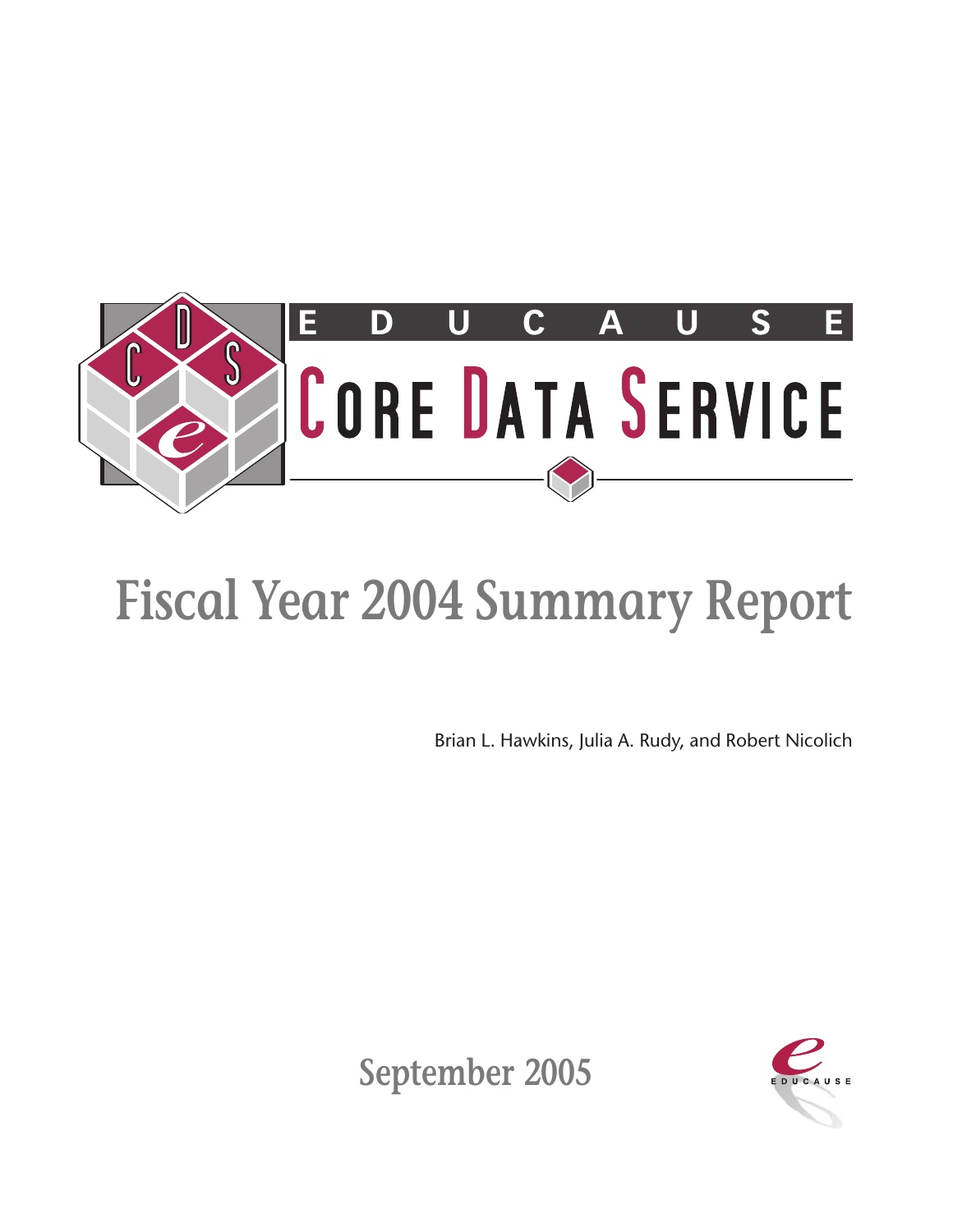EDUCAUSE

CORE DATA SERVICE

# Fiscal Year 2004 Summary Report

Brian L. Hawkins, Julia A. Rudy, and Robert Nicolich

September 2005

EDUCAUSE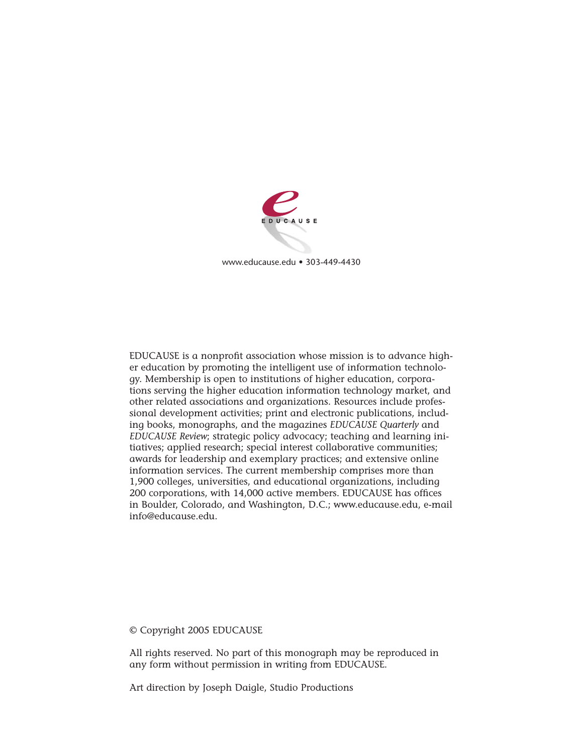EDUCAUSE

www.educause.edu • 303-449-4430

EDUCAUSE is a nonprofit association whose mission is to advance higher education by promoting the intelligent use of information technology. Membership is open to institutions of higher education, corporations serving the higher education information technology market, and other related associations and organizations. Resources include professional development activities; print and electronic publications, including books, monographs, and the magazines *EDUCAUSE Quarterly* and *EDUCAUSE Review*; strategic policy advocacy; teaching and learning initiatives; applied research; special interest collaborative communities; awards for leadership and exemplary practices; and extensive online information services. The current membership comprises more than 1,900 colleges, universities, and educational organizations, including 200 corporations, with 14,000 active members. EDUCAUSE has offices in Boulder, Colorado, and Washington, D.C.; www.educause.edu, e-mail info@educause.edu.

© Copyright 2005 EDUCAUSE

All rights reserved. No part of this monograph may be reproduced in any form without permission in writing from EDUCAUSE.

Art direction by Joseph Daigle, Studio Productions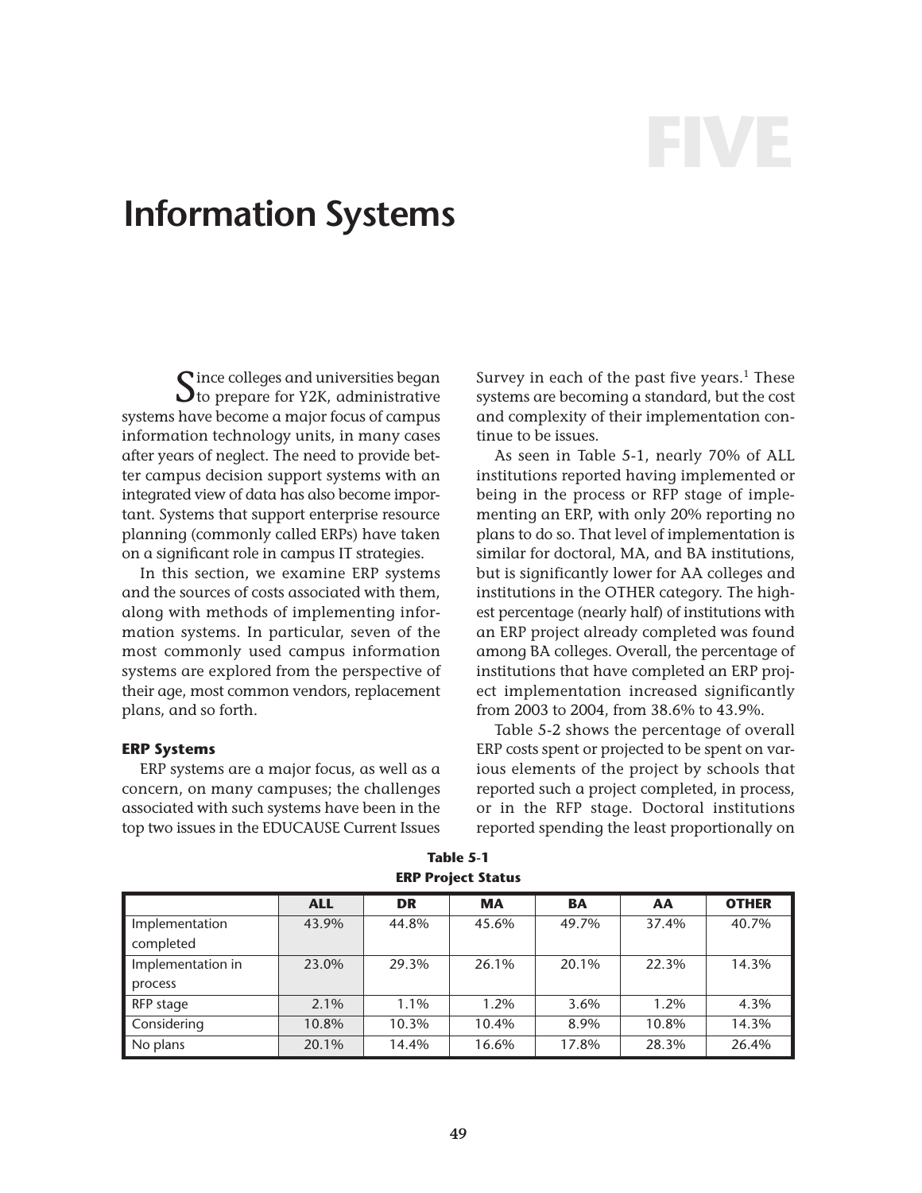// FIVE

# Information Systems

Since colleges and universities began to prepare for Y2K, administrative systems have become a major focus of campus information technology units, in many cases after years of neglect. The need to provide better campus decision support systems with an integrated view of data has also become important. Systems that support enterprise resource planning (commonly called ERPs) have taken on a significant role in campus IT strategies.

In this section, we examine ERP systems and the sources of costs associated with them, along with methods of implementing information systems. In particular, seven of the most commonly used campus information systems are explored from the perspective of their age, most common vendors, replacement plans, and so forth.

### ERP Systems

ERP systems are a major focus, as well as a concern, on many campuses; the challenges associated with such systems have been in the top two issues in the EDUCAUSE Current Issues Survey in each of the past five years.[1] These systems are becoming a standard, but the cost and complexity of their implementation continue to be issues.

As seen in Table 5-1, nearly 70% of ALL institutions reported having implemented or being in the process or RFP stage of implementing an ERP, with only 20% reporting no plans to do so. That level of implementation is similar for doctoral, MA, and BA institutions, but is significantly lower for AA colleges and institutions in the OTHER category. The highest percentage (nearly half) of institutions with an ERP project already completed was found among BA colleges. Overall, the percentage of institutions that have completed an ERP project implementation increased significantly from 2003 to 2004, from 38.6% to 43.9%.

Table 5-2 shows the percentage of overall ERP costs spent or projected to be spent on various elements of the project by schools that reported such a project completed, in process, or in the RFP stage. Doctoral institutions reported spending the least proportionally on

**Table 5-1**
**ERP Project Status**

| | ALL | DR | MA | BA | AA | OTHER |
|---|---|---|---|---|---|---|
| Implementation completed | 43.9% | 44.8% | 45.6% | 49.7% | 37.4% | 40.7% |
| Implementation in process | 23.0% | 29.3% | 26.1% | 20.1% | 22.3% | 14.3% |
| RFP stage | 2.1% | 1.1% | 1.2% | 3.6% | 1.2% | 4.3% |
| Considering | 10.8% | 10.3% | 10.4% | 8.9% | 10.8% | 14.3% |
| No plans | 20.1% | 14.4% | 16.6% | 17.8% | 28.3% | 26.4% |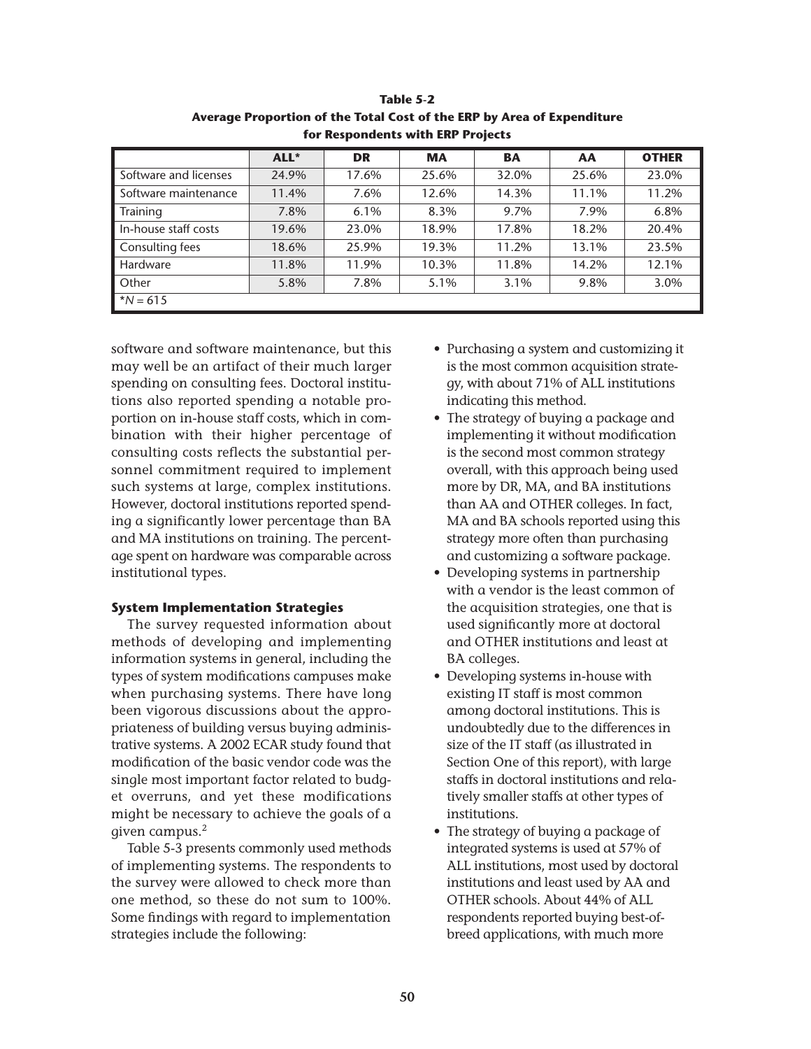**Table 5-2**
**Average Proportion of the Total Cost of the ERP by Area of Expenditure for Respondents with ERP Projects**

| | ALL* | DR | MA | BA | AA | OTHER |
|---|---|---|---|---|---|---|
| Software and licenses | 24.9% | 17.6% | 25.6% | 32.0% | 25.6% | 23.0% |
| Software maintenance | 11.4% | 7.6% | 12.6% | 14.3% | 11.1% | 11.2% |
| Training | 7.8% | 6.1% | 8.3% | 9.7% | 7.9% | 6.8% |
| In-house staff costs | 19.6% | 23.0% | 18.9% | 17.8% | 18.2% | 20.4% |
| Consulting fees | 18.6% | 25.9% | 19.3% | 11.2% | 13.1% | 23.5% |
| Hardware | 11.8% | 11.9% | 10.3% | 11.8% | 14.2% | 12.1% |
| Other | 5.8% | 7.8% | 5.1% | 3.1% | 9.8% | 3.0% |
| *N = 615 | | | | | | |

software and software maintenance, but this may well be an artifact of their much larger spending on consulting fees. Doctoral institutions also reported spending a notable proportion on in-house staff costs, which in combination with their higher percentage of consulting costs reflects the substantial personnel commitment required to implement such systems at large, complex institutions. However, doctoral institutions reported spending a significantly lower percentage than BA and MA institutions on training. The percentage spent on hardware was comparable across institutional types.

### System Implementation Strategies

The survey requested information about methods of developing and implementing information systems in general, including the types of system modifications campuses make when purchasing systems. There have long been vigorous discussions about the appropriateness of building versus buying administrative systems. A 2002 ECAR study found that modification of the basic vendor code was the single most important factor related to budget overruns, and yet these modifications might be necessary to achieve the goals of a given campus.[2]

Table 5-3 presents commonly used methods of implementing systems. The respondents to the survey were allowed to check more than one method, so these do not sum to 100%. Some findings with regard to implementation strategies include the following:

- Purchasing a system and customizing it is the most common acquisition strategy, with about 71% of ALL institutions indicating this method.
- The strategy of buying a package and implementing it without modification is the second most common strategy overall, with this approach being used more by DR, MA, and BA institutions than AA and OTHER colleges. In fact, MA and BA schools reported using this strategy more often than purchasing and customizing a software package.
- Developing systems in partnership with a vendor is the least common of the acquisition strategies, one that is used significantly more at doctoral and OTHER institutions and least at BA colleges.
- Developing systems in-house with existing IT staff is most common among doctoral institutions. This is undoubtedly due to the differences in size of the IT staff (as illustrated in Section One of this report), with large staffs in doctoral institutions and relatively smaller staffs at other types of institutions.
- The strategy of buying a package of integrated systems is used at 57% of ALL institutions, most used by doctoral institutions and least used by AA and OTHER schools. About 44% of ALL respondents reported buying best-of-breed applications, with much more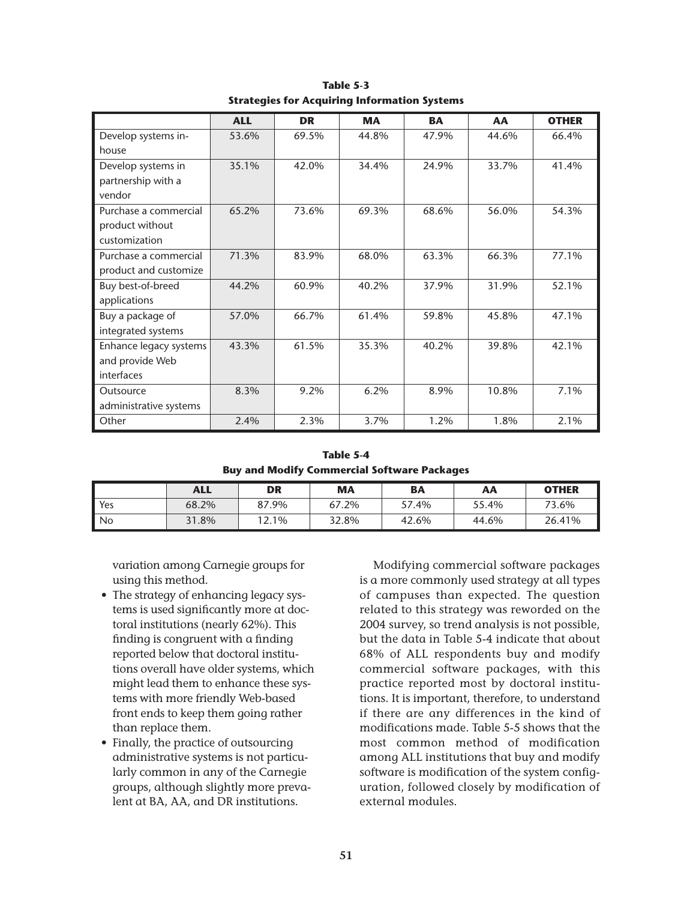**Table 5-3**
**Strategies for Acquiring Information Systems**

| | ALL | DR | MA | BA | AA | OTHER |
|---|---|---|---|---|---|---|
| Develop systems in-house | 53.6% | 69.5% | 44.8% | 47.9% | 44.6% | 66.4% |
| Develop systems in partnership with a vendor | 35.1% | 42.0% | 34.4% | 24.9% | 33.7% | 41.4% |
| Purchase a commercial product without customization | 65.2% | 73.6% | 69.3% | 68.6% | 56.0% | 54.3% |
| Purchase a commercial product and customize | 71.3% | 83.9% | 68.0% | 63.3% | 66.3% | 77.1% |
| Buy best-of-breed applications | 44.2% | 60.9% | 40.2% | 37.9% | 31.9% | 52.1% |
| Buy a package of integrated systems | 57.0% | 66.7% | 61.4% | 59.8% | 45.8% | 47.1% |
| Enhance legacy systems and provide Web interfaces | 43.3% | 61.5% | 35.3% | 40.2% | 39.8% | 42.1% |
| Outsource administrative systems | 8.3% | 9.2% | 6.2% | 8.9% | 10.8% | 7.1% |
| Other | 2.4% | 2.3% | 3.7% | 1.2% | 1.8% | 2.1% |

**Table 5-4**
**Buy and Modify Commercial Software Packages**

| | ALL | DR | MA | BA | AA | OTHER |
|---|---|---|---|---|---|---|
| Yes | 68.2% | 87.9% | 67.2% | 57.4% | 55.4% | 73.6% |
| No | 31.8% | 12.1% | 32.8% | 42.6% | 44.6% | 26.41% |

variation among Carnegie groups for using this method.

- The strategy of enhancing legacy systems is used significantly more at doctoral institutions (nearly 62%). This finding is congruent with a finding reported below that doctoral institutions overall have older systems, which might lead them to enhance these systems with more friendly Web-based front ends to keep them going rather than replace them.
- Finally, the practice of outsourcing administrative systems is not particularly common in any of the Carnegie groups, although slightly more prevalent at BA, AA, and DR institutions.

Modifying commercial software packages is a more commonly used strategy at all types of campuses than expected. The question related to this strategy was reworded on the 2004 survey, so trend analysis is not possible, but the data in Table 5-4 indicate that about 68% of ALL respondents buy and modify commercial software packages, with this practice reported most by doctoral institutions. It is important, therefore, to understand if there are any differences in the kind of modifications made. Table 5-5 shows that the most common method of modification among ALL institutions that buy and modify software is modification of the system configuration, followed closely by modification of external modules.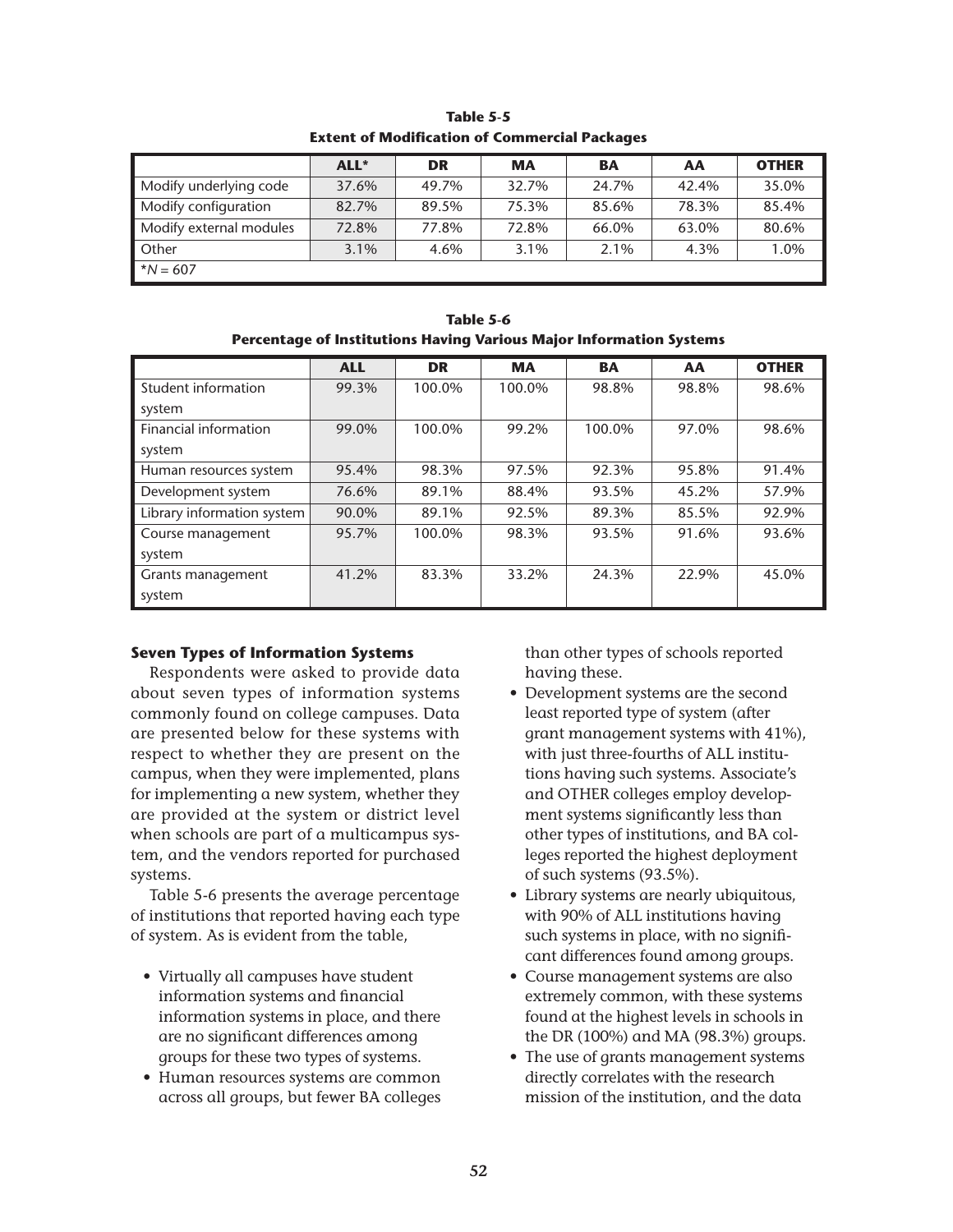**Table 5-5**
**Extent of Modification of Commercial Packages**

| | ALL* | DR | MA | BA | AA | OTHER |
|---|---|---|---|---|---|---|
| Modify underlying code | 37.6% | 49.7% | 32.7% | 24.7% | 42.4% | 35.0% |
| Modify configuration | 82.7% | 89.5% | 75.3% | 85.6% | 78.3% | 85.4% |
| Modify external modules | 72.8% | 77.8% | 72.8% | 66.0% | 63.0% | 80.6% |
| Other | 3.1% | 4.6% | 3.1% | 2.1% | 4.3% | 1.0% |
| *$N = 607$ | | | | | | |

**Table 5-6**
**Percentage of Institutions Having Various Major Information Systems**

| | ALL | DR | MA | BA | AA | OTHER |
|---|---|---|---|---|---|---|
| Student information system | 99.3% | 100.0% | 100.0% | 98.8% | 98.8% | 98.6% |
| Financial information system | 99.0% | 100.0% | 99.2% | 100.0% | 97.0% | 98.6% |
| Human resources system | 95.4% | 98.3% | 97.5% | 92.3% | 95.8% | 91.4% |
| Development system | 76.6% | 89.1% | 88.4% | 93.5% | 45.2% | 57.9% |
| Library information system | 90.0% | 89.1% | 92.5% | 89.3% | 85.5% | 92.9% |
| Course management system | 95.7% | 100.0% | 98.3% | 93.5% | 91.6% | 93.6% |
| Grants management system | 41.2% | 83.3% | 33.2% | 24.3% | 22.9% | 45.0% |

### Seven Types of Information Systems

Respondents were asked to provide data about seven types of information systems commonly found on college campuses. Data are presented below for these systems with respect to whether they are present on the campus, when they were implemented, plans for implementing a new system, whether they are provided at the system or district level when schools are part of a multicampus system, and the vendors reported for purchased systems.

Table 5-6 presents the average percentage of institutions that reported having each type of system. As is evident from the table,

- Virtually all campuses have student information systems and financial information systems in place, and there are no significant differences among groups for these two types of systems.
- Human resources systems are common across all groups, but fewer BA colleges than other types of schools reported having these.
- Development systems are the second least reported type of system (after grant management systems with 41%), with just three-fourths of ALL institutions having such systems. Associate's and OTHER colleges employ development systems significantly less than other types of institutions, and BA colleges reported the highest deployment of such systems (93.5%).
- Library systems are nearly ubiquitous, with 90% of ALL institutions having such systems in place, with no significant differences found among groups.
- Course management systems are also extremely common, with these systems found at the highest levels in schools in the DR (100%) and MA (98.3%) groups.
- The use of grants management systems directly correlates with the research mission of the institution, and the data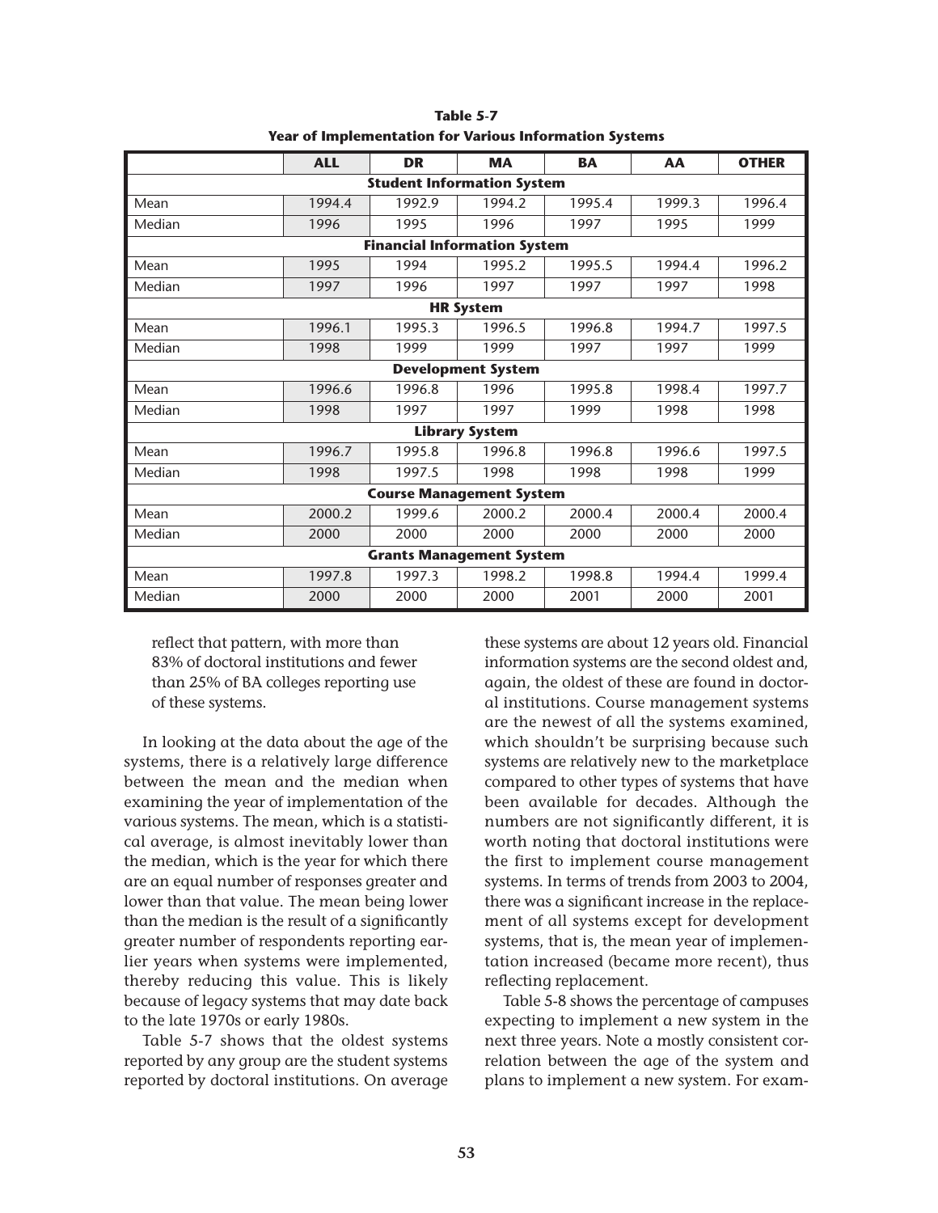**Table 5-7**
**Year of Implementation for Various Information Systems**

| | ALL | DR | MA | BA | AA | OTHER |
|---|---|---|---|---|---|---|
| **Student Information System** | | | | | | |
| Mean | 1994.4 | 1992.9 | 1994.2 | 1995.4 | 1999.3 | 1996.4 |
| Median | 1996 | 1995 | 1996 | 1997 | 1995 | 1999 |
| **Financial Information System** | | | | | | |
| Mean | 1995 | 1994 | 1995.2 | 1995.5 | 1994.4 | 1996.2 |
| Median | 1997 | 1996 | 1997 | 1997 | 1997 | 1998 |
| **HR System** | | | | | | |
| Mean | 1996.1 | 1995.3 | 1996.5 | 1996.8 | 1994.7 | 1997.5 |
| Median | 1998 | 1999 | 1999 | 1997 | 1997 | 1999 |
| **Development System** | | | | | | |
| Mean | 1996.6 | 1996.8 | 1996 | 1995.8 | 1998.4 | 1997.7 |
| Median | 1998 | 1997 | 1997 | 1999 | 1998 | 1998 |
| **Library System** | | | | | | |
| Mean | 1996.7 | 1995.8 | 1996.8 | 1996.8 | 1996.6 | 1997.5 |
| Median | 1998 | 1997.5 | 1998 | 1998 | 1998 | 1999 |
| **Course Management System** | | | | | | |
| Mean | 2000.2 | 1999.6 | 2000.2 | 2000.4 | 2000.4 | 2000.4 |
| Median | 2000 | 2000 | 2000 | 2000 | 2000 | 2000 |
| **Grants Management System** | | | | | | |
| Mean | 1997.8 | 1997.3 | 1998.2 | 1998.8 | 1994.4 | 1999.4 |
| Median | 2000 | 2000 | 2000 | 2001 | 2000 | 2001 |

reflect that pattern, with more than 83% of doctoral institutions and fewer than 25% of BA colleges reporting use of these systems.

In looking at the data about the age of the systems, there is a relatively large difference between the mean and the median when examining the year of implementation of the various systems. The mean, which is a statistical average, is almost inevitably lower than the median, which is the year for which there are an equal number of responses greater and lower than that value. The mean being lower than the median is the result of a significantly greater number of respondents reporting earlier years when systems were implemented, thereby reducing this value. This is likely because of legacy systems that may date back to the late 1970s or early 1980s.

Table 5-7 shows that the oldest systems reported by any group are the student systems reported by doctoral institutions. On average these systems are about 12 years old. Financial information systems are the second oldest and, again, the oldest of these are found in doctoral institutions. Course management systems are the newest of all the systems examined, which shouldn't be surprising because such systems are relatively new to the marketplace compared to other types of systems that have been available for decades. Although the numbers are not significantly different, it is worth noting that doctoral institutions were the first to implement course management systems. In terms of trends from 2003 to 2004, there was a significant increase in the replacement of all systems except for development systems, that is, the mean year of implementation increased (became more recent), thus reflecting replacement.

Table 5-8 shows the percentage of campuses expecting to implement a new system in the next three years. Note a mostly consistent correlation between the age of the system and plans to implement a new system. For exam-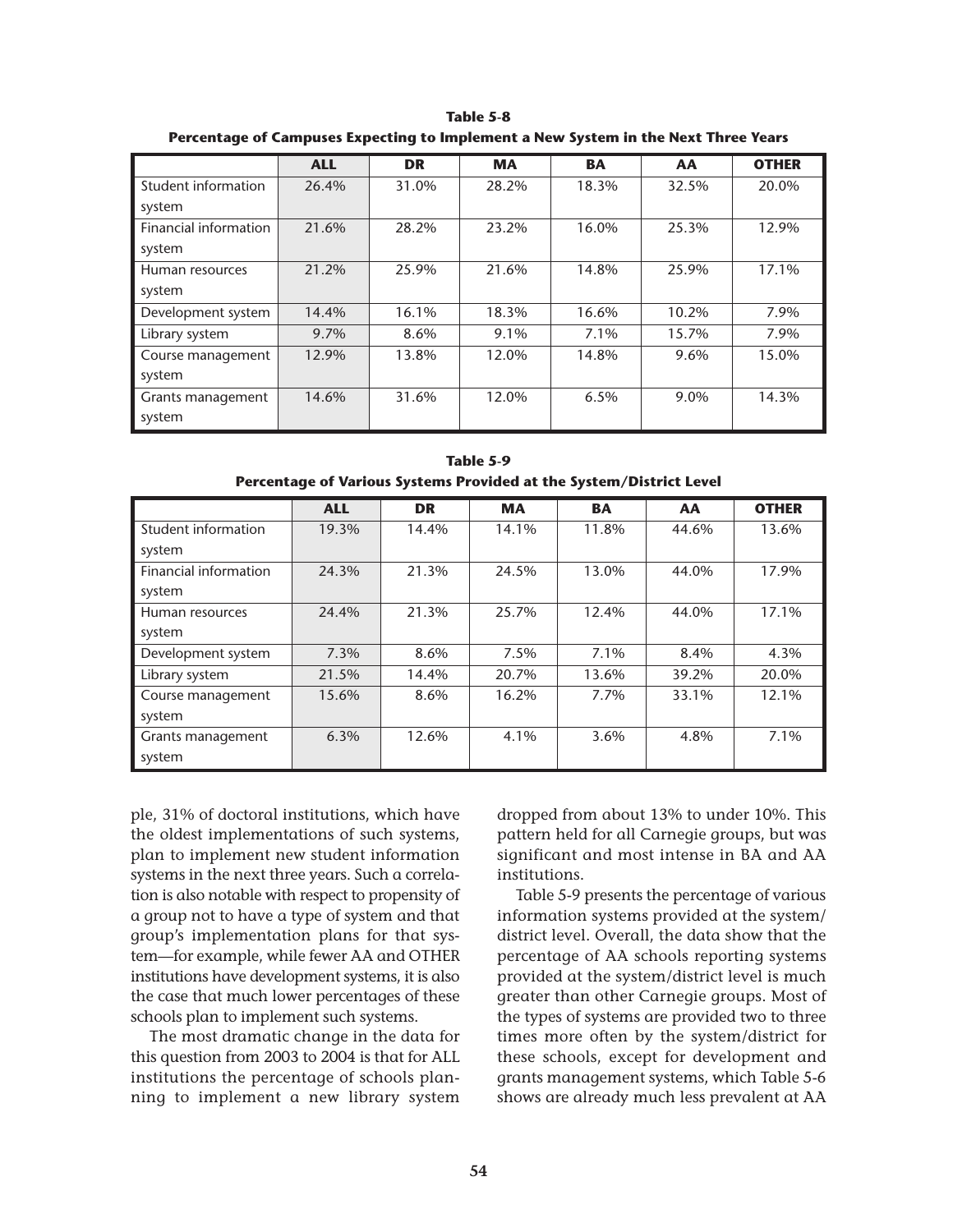**Table 5-8**
**Percentage of Campuses Expecting to Implement a New System in the Next Three Years**

| | ALL | DR | MA | BA | AA | OTHER |
|---|---|---|---|---|---|---|
| Student information system | 26.4% | 31.0% | 28.2% | 18.3% | 32.5% | 20.0% |
| Financial information system | 21.6% | 28.2% | 23.2% | 16.0% | 25.3% | 12.9% |
| Human resources system | 21.2% | 25.9% | 21.6% | 14.8% | 25.9% | 17.1% |
| Development system | 14.4% | 16.1% | 18.3% | 16.6% | 10.2% | 7.9% |
| Library system | 9.7% | 8.6% | 9.1% | 7.1% | 15.7% | 7.9% |
| Course management system | 12.9% | 13.8% | 12.0% | 14.8% | 9.6% | 15.0% |
| Grants management system | 14.6% | 31.6% | 12.0% | 6.5% | 9.0% | 14.3% |

**Table 5-9**
**Percentage of Various Systems Provided at the System/District Level**

| | ALL | DR | MA | BA | AA | OTHER |
|---|---|---|---|---|---|---|
| Student information system | 19.3% | 14.4% | 14.1% | 11.8% | 44.6% | 13.6% |
| Financial information system | 24.3% | 21.3% | 24.5% | 13.0% | 44.0% | 17.9% |
| Human resources system | 24.4% | 21.3% | 25.7% | 12.4% | 44.0% | 17.1% |
| Development system | 7.3% | 8.6% | 7.5% | 7.1% | 8.4% | 4.3% |
| Library system | 21.5% | 14.4% | 20.7% | 13.6% | 39.2% | 20.0% |
| Course management system | 15.6% | 8.6% | 16.2% | 7.7% | 33.1% | 12.1% |
| Grants management system | 6.3% | 12.6% | 4.1% | 3.6% | 4.8% | 7.1% |

ple, 31% of doctoral institutions, which have the oldest implementations of such systems, plan to implement new student information systems in the next three years. Such a correlation is also notable with respect to propensity of a group not to have a type of system and that group's implementation plans for that system—for example, while fewer AA and OTHER institutions have development systems, it is also the case that much lower percentages of these schools plan to implement such systems.

The most dramatic change in the data for this question from 2003 to 2004 is that for ALL institutions the percentage of schools planning to implement a new library system dropped from about 13% to under 10%. This pattern held for all Carnegie groups, but was significant and most intense in BA and AA institutions.

Table 5-9 presents the percentage of various information systems provided at the system/district level. Overall, the data show that the percentage of AA schools reporting systems provided at the system/district level is much greater than other Carnegie groups. Most of the types of systems are provided two to three times more often by the system/district for these schools, except for development and grants management systems, which Table 5-6 shows are already much less prevalent at AA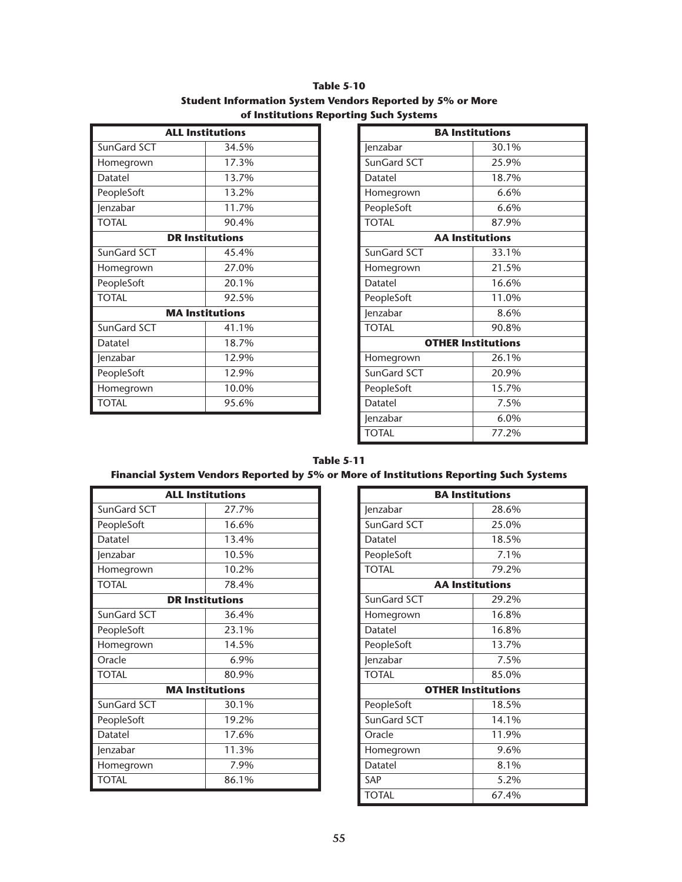**Table 5-10**
**Student Information System Vendors Reported by 5% or More of Institutions Reporting Such Systems**

| ALL Institutions | |
|---|---|
| SunGard SCT | 34.5% |
| Homegrown | 17.3% |
| Datatel | 13.7% |
| PeopleSoft | 13.2% |
| Jenzabar | 11.7% |
| TOTAL | 90.4% |
| **DR Institutions** | |
| SunGard SCT | 45.4% |
| Homegrown | 27.0% |
| PeopleSoft | 20.1% |
| TOTAL | 92.5% |
| **MA Institutions** | |
| SunGard SCT | 41.1% |
| Datatel | 18.7% |
| Jenzabar | 12.9% |
| PeopleSoft | 12.9% |
| Homegrown | 10.0% |
| TOTAL | 95.6% |

| BA Institutions | |
|---|---|
| Jenzabar | 30.1% |
| SunGard SCT | 25.9% |
| Datatel | 18.7% |
| Homegrown | 6.6% |
| PeopleSoft | 6.6% |
| TOTAL | 87.9% |
| **AA Institutions** | |
| SunGard SCT | 33.1% |
| Homegrown | 21.5% |
| Datatel | 16.6% |
| PeopleSoft | 11.0% |
| Jenzabar | 8.6% |
| TOTAL | 90.8% |
| **OTHER Institutions** | |
| Homegrown | 26.1% |
| SunGard SCT | 20.9% |
| PeopleSoft | 15.7% |
| Datatel | 7.5% |
| Jenzabar | 6.0% |
| TOTAL | 77.2% |

**Table 5-11**
**Financial System Vendors Reported by 5% or More of Institutions Reporting Such Systems**

| ALL Institutions | |
|---|---|
| SunGard SCT | 27.7% |
| PeopleSoft | 16.6% |
| Datatel | 13.4% |
| Jenzabar | 10.5% |
| Homegrown | 10.2% |
| TOTAL | 78.4% |
| **DR Institutions** | |
| SunGard SCT | 36.4% |
| PeopleSoft | 23.1% |
| Homegrown | 14.5% |
| Oracle | 6.9% |
| TOTAL | 80.9% |
| **MA Institutions** | |
| SunGard SCT | 30.1% |
| PeopleSoft | 19.2% |
| Datatel | 17.6% |
| Jenzabar | 11.3% |
| Homegrown | 7.9% |
| TOTAL | 86.1% |

| BA Institutions | |
|---|---|
| Jenzabar | 28.6% |
| SunGard SCT | 25.0% |
| Datatel | 18.5% |
| PeopleSoft | 7.1% |
| TOTAL | 79.2% |
| **AA Institutions** | |
| SunGard SCT | 29.2% |
| Homegrown | 16.8% |
| Datatel | 16.8% |
| PeopleSoft | 13.7% |
| Jenzabar | 7.5% |
| TOTAL | 85.0% |
| **OTHER Institutions** | |
| PeopleSoft | 18.5% |
| SunGard SCT | 14.1% |
| Oracle | 11.9% |
| Homegrown | 9.6% |
| Datatel | 8.1% |
| SAP | 5.2% |
| TOTAL | 67.4% |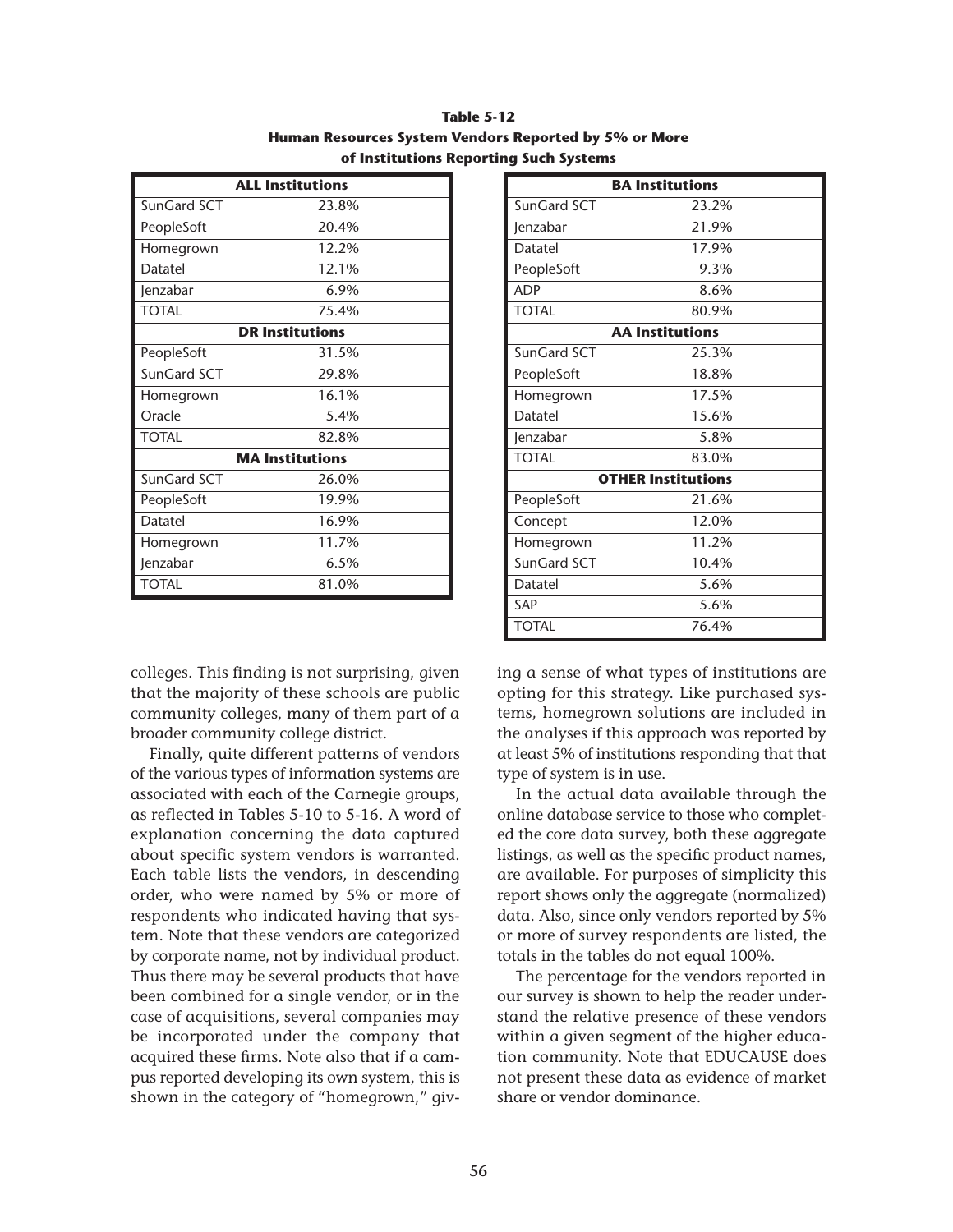**Table 5-12**
**Human Resources System Vendors Reported by 5% or More of Institutions Reporting Such Systems**

| ALL Institutions | |
|---|---|
| SunGard SCT | 23.8% |
| PeopleSoft | 20.4% |
| Homegrown | 12.2% |
| Datatel | 12.1% |
| Jenzabar | 6.9% |
| TOTAL | 75.4% |
| **DR Institutions** | |
| PeopleSoft | 31.5% |
| SunGard SCT | 29.8% |
| Homegrown | 16.1% |
| Oracle | 5.4% |
| TOTAL | 82.8% |
| **MA Institutions** | |
| SunGard SCT | 26.0% |
| PeopleSoft | 19.9% |
| Datatel | 16.9% |
| Homegrown | 11.7% |
| Jenzabar | 6.5% |
| TOTAL | 81.0% |

| BA Institutions | |
|---|---|
| SunGard SCT | 23.2% |
| Jenzabar | 21.9% |
| Datatel | 17.9% |
| PeopleSoft | 9.3% |
| ADP | 8.6% |
| TOTAL | 80.9% |
| **AA Institutions** | |
| SunGard SCT | 25.3% |
| PeopleSoft | 18.8% |
| Homegrown | 17.5% |
| Datatel | 15.6% |
| Jenzabar | 5.8% |
| TOTAL | 83.0% |
| **OTHER Institutions** | |
| PeopleSoft | 21.6% |
| Concept | 12.0% |
| Homegrown | 11.2% |
| SunGard SCT | 10.4% |
| Datatel | 5.6% |
| SAP | 5.6% |
| TOTAL | 76.4% |

colleges. This finding is not surprising, given that the majority of these schools are public community colleges, many of them part of a broader community college district.

Finally, quite different patterns of vendors of the various types of information systems are associated with each of the Carnegie groups, as reflected in Tables 5-10 to 5-16. A word of explanation concerning the data captured about specific system vendors is warranted. Each table lists the vendors, in descending order, who were named by 5% or more of respondents who indicated having that system. Note that these vendors are categorized by corporate name, not by individual product. Thus there may be several products that have been combined for a single vendor, or in the case of acquisitions, several companies may be incorporated under the company that acquired these firms. Note also that if a campus reported developing its own system, this is shown in the category of "homegrown," giving a sense of what types of institutions are opting for this strategy. Like purchased systems, homegrown solutions are included in the analyses if this approach was reported by at least 5% of institutions responding that that type of system is in use.

In the actual data available through the online database service to those who completed the core data survey, both these aggregate listings, as well as the specific product names, are available. For purposes of simplicity this report shows only the aggregate (normalized) data. Also, since only vendors reported by 5% or more of survey respondents are listed, the totals in the tables do not equal 100%.

The percentage for the vendors reported in our survey is shown to help the reader understand the relative presence of these vendors within a given segment of the higher education community. Note that EDUCAUSE does not present these data as evidence of market share or vendor dominance.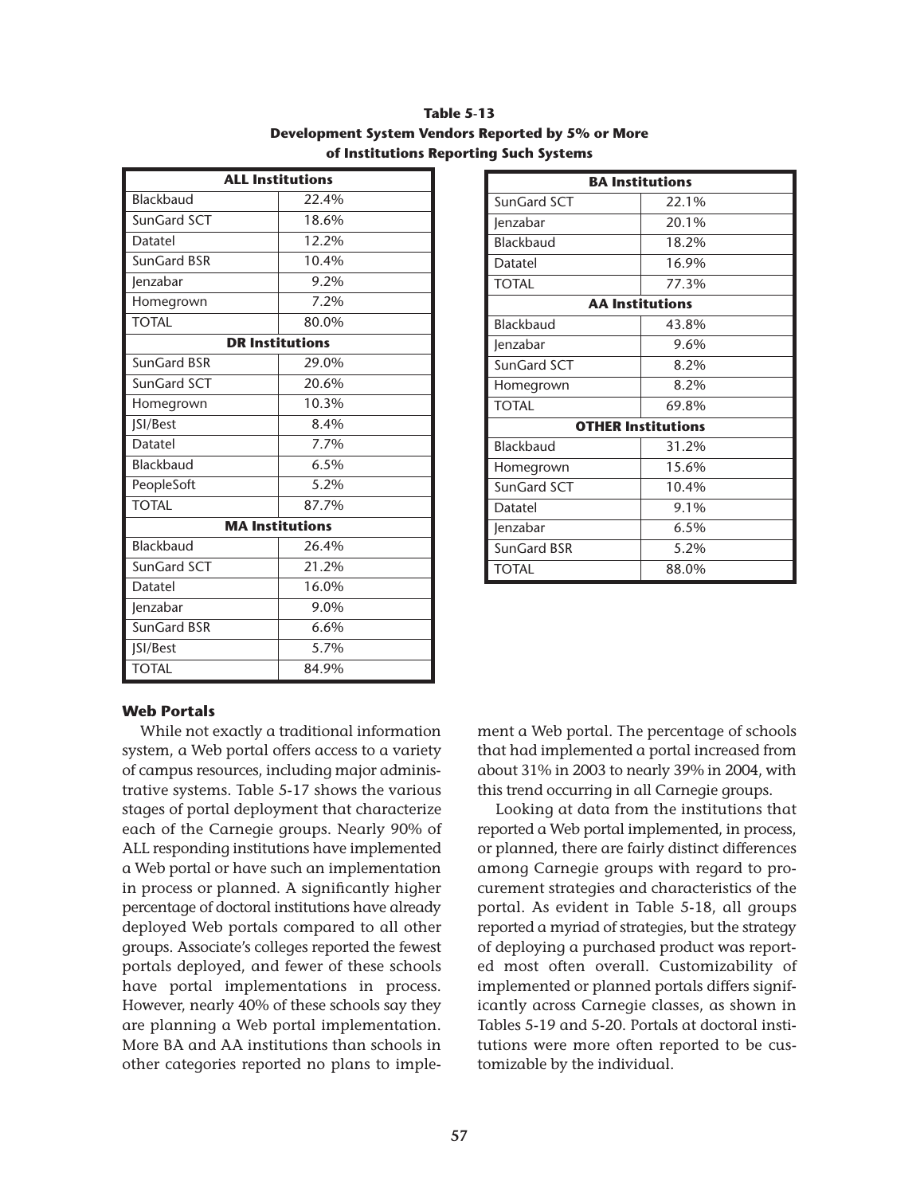**Table 5-13**
**Development System Vendors Reported by 5% or More of Institutions Reporting Such Systems**

| ALL Institutions | |
|---|---|
| Blackbaud | 22.4% |
| SunGard SCT | 18.6% |
| Datatel | 12.2% |
| SunGard BSR | 10.4% |
| Jenzabar | 9.2% |
| Homegrown | 7.2% |
| TOTAL | 80.0% |
| **DR Institutions** | |
| SunGard BSR | 29.0% |
| SunGard SCT | 20.6% |
| Homegrown | 10.3% |
| JSI/Best | 8.4% |
| Datatel | 7.7% |
| Blackbaud | 6.5% |
| PeopleSoft | 5.2% |
| TOTAL | 87.7% |
| **MA Institutions** | |
| Blackbaud | 26.4% |
| SunGard SCT | 21.2% |
| Datatel | 16.0% |
| Jenzabar | 9.0% |
| SunGard BSR | 6.6% |
| JSI/Best | 5.7% |
| TOTAL | 84.9% |

| BA Institutions | |
|---|---|
| SunGard SCT | 22.1% |
| Jenzabar | 20.1% |
| Blackbaud | 18.2% |
| Datatel | 16.9% |
| TOTAL | 77.3% |
| **AA Institutions** | |
| Blackbaud | 43.8% |
| Jenzabar | 9.6% |
| SunGard SCT | 8.2% |
| Homegrown | 8.2% |
| TOTAL | 69.8% |
| **OTHER Institutions** | |
| Blackbaud | 31.2% |
| Homegrown | 15.6% |
| SunGard SCT | 10.4% |
| Datatel | 9.1% |
| Jenzabar | 6.5% |
| SunGard BSR | 5.2% |
| TOTAL | 88.0% |

### Web Portals

While not exactly a traditional information system, a Web portal offers access to a variety of campus resources, including major administrative systems. Table 5-17 shows the various stages of portal deployment that characterize each of the Carnegie groups. Nearly 90% of ALL responding institutions have implemented a Web portal or have such an implementation in process or planned. A significantly higher percentage of doctoral institutions have already deployed Web portals compared to all other groups. Associate's colleges reported the fewest portals deployed, and fewer of these schools have portal implementations in process. However, nearly 40% of these schools say they are planning a Web portal implementation. More BA and AA institutions than schools in other categories reported no plans to implement a Web portal. The percentage of schools that had implemented a portal increased from about 31% in 2003 to nearly 39% in 2004, with this trend occurring in all Carnegie groups.

Looking at data from the institutions that reported a Web portal implemented, in process, or planned, there are fairly distinct differences among Carnegie groups with regard to procurement strategies and characteristics of the portal. As evident in Table 5-18, all groups reported a myriad of strategies, but the strategy of deploying a purchased product was reported most often overall. Customizability of implemented or planned portals differs significantly across Carnegie classes, as shown in Tables 5-19 and 5-20. Portals at doctoral institutions were more often reported to be customizable by the individual.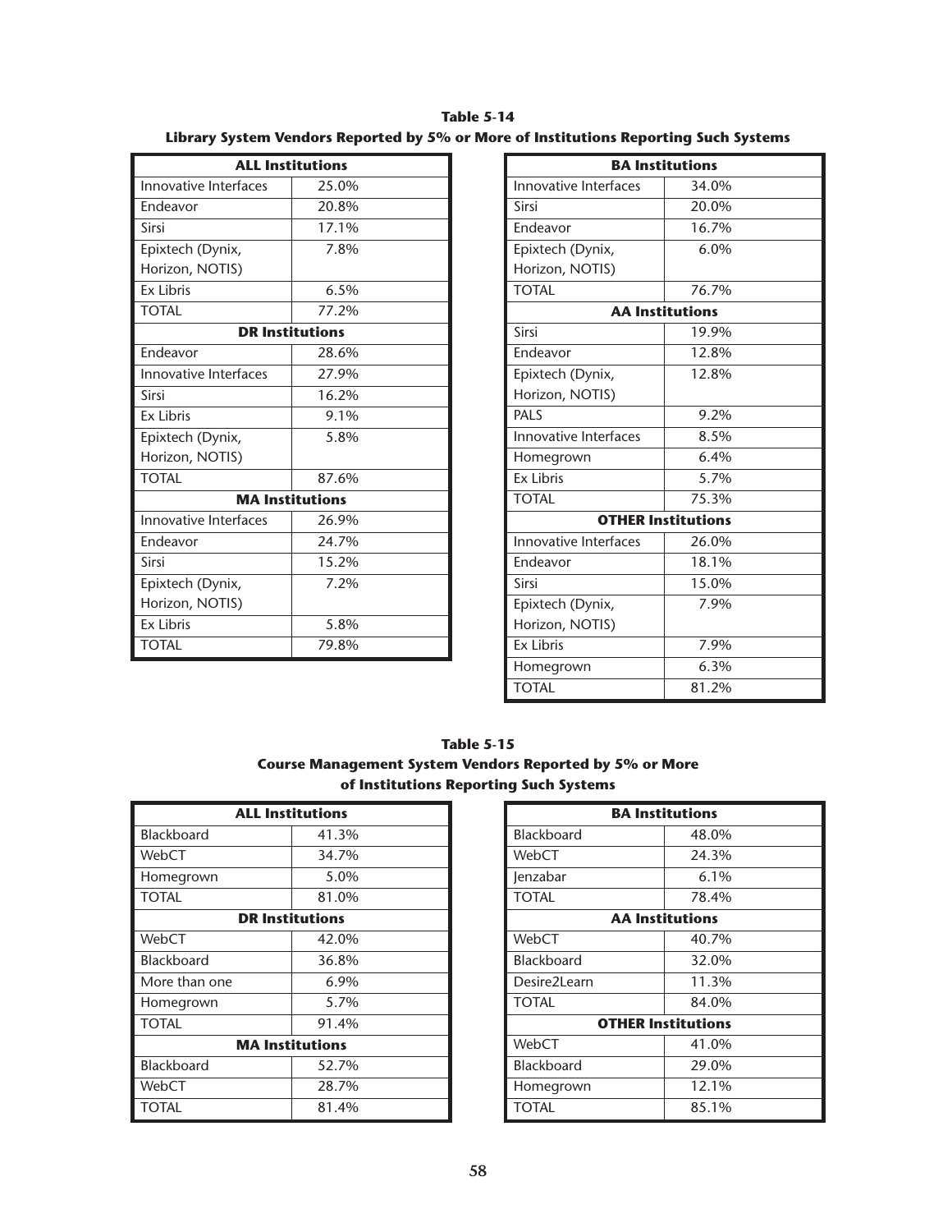**Table 5-14**
**Library System Vendors Reported by 5% or More of Institutions Reporting Such Systems**

| ALL Institutions | |
|---|---|
| Innovative Interfaces | 25.0% |
| Endeavor | 20.8% |
| Sirsi | 17.1% |
| Epixtech (Dynix, Horizon, NOTIS) | 7.8% |
| Ex Libris | 6.5% |
| TOTAL | 77.2% |
| **DR Institutions** | |
| Endeavor | 28.6% |
| Innovative Interfaces | 27.9% |
| Sirsi | 16.2% |
| Ex Libris | 9.1% |
| Epixtech (Dynix, Horizon, NOTIS) | 5.8% |
| TOTAL | 87.6% |
| **MA Institutions** | |
| Innovative Interfaces | 26.9% |
| Endeavor | 24.7% |
| Sirsi | 15.2% |
| Epixtech (Dynix, Horizon, NOTIS) | 7.2% |
| Ex Libris | 5.8% |
| TOTAL | 79.8% |

| BA Institutions | |
|---|---|
| Innovative Interfaces | 34.0% |
| Sirsi | 20.0% |
| Endeavor | 16.7% |
| Epixtech (Dynix, Horizon, NOTIS) | 6.0% |
| TOTAL | 76.7% |
| **AA Institutions** | |
| Sirsi | 19.9% |
| Endeavor | 12.8% |
| Epixtech (Dynix, Horizon, NOTIS) | 12.8% |
| PALS | 9.2% |
| Innovative Interfaces | 8.5% |
| Homegrown | 6.4% |
| Ex Libris | 5.7% |
| TOTAL | 75.3% |
| **OTHER Institutions** | |
| Innovative Interfaces | 26.0% |
| Endeavor | 18.1% |
| Sirsi | 15.0% |
| Epixtech (Dynix, Horizon, NOTIS) | 7.9% |
| Ex Libris | 7.9% |
| Homegrown | 6.3% |
| TOTAL | 81.2% |

**Table 5-15**
**Course Management System Vendors Reported by 5% or More of Institutions Reporting Such Systems**

| ALL Institutions | |
|---|---|
| Blackboard | 41.3% |
| WebCT | 34.7% |
| Homegrown | 5.0% |
| TOTAL | 81.0% |
| **DR Institutions** | |
| WebCT | 42.0% |
| Blackboard | 36.8% |
| More than one | 6.9% |
| Homegrown | 5.7% |
| TOTAL | 91.4% |
| **MA Institutions** | |
| Blackboard | 52.7% |
| WebCT | 28.7% |
| TOTAL | 81.4% |

| BA Institutions | |
|---|---|
| Blackboard | 48.0% |
| WebCT | 24.3% |
| Jenzabar | 6.1% |
| TOTAL | 78.4% |
| **AA Institutions** | |
| WebCT | 40.7% |
| Blackboard | 32.0% |
| Desire2Learn | 11.3% |
| TOTAL | 84.0% |
| **OTHER Institutions** | |
| WebCT | 41.0% |
| Blackboard | 29.0% |
| Homegrown | 12.1% |
| TOTAL | 85.1% |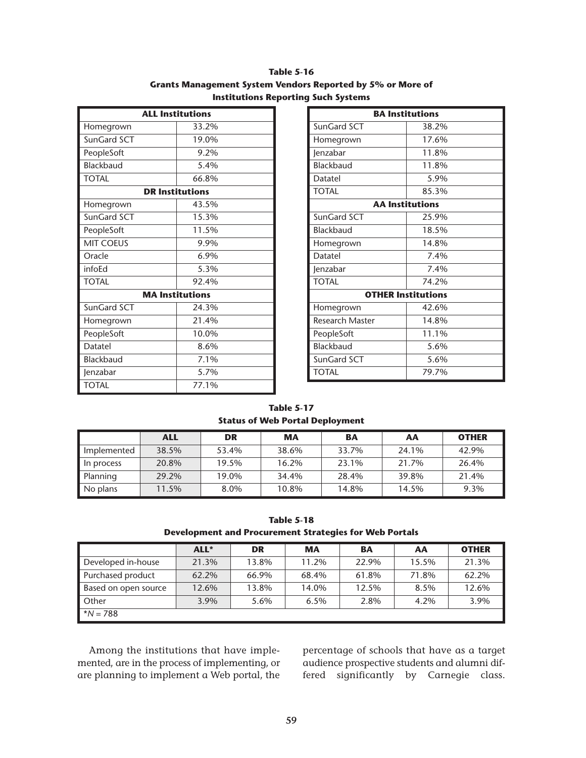**Table 5-16**
**Grants Management System Vendors Reported by 5% or More of Institutions Reporting Such Systems**

| ALL Institutions | |
|---|---|
| Homegrown | 33.2% |
| SunGard SCT | 19.0% |
| PeopleSoft | 9.2% |
| Blackbaud | 5.4% |
| TOTAL | 66.8% |
| **DR Institutions** | |
| Homegrown | 43.5% |
| SunGard SCT | 15.3% |
| PeopleSoft | 11.5% |
| MIT COEUS | 9.9% |
| Oracle | 6.9% |
| infoEd | 5.3% |
| TOTAL | 92.4% |
| **MA Institutions** | |
| SunGard SCT | 24.3% |
| Homegrown | 21.4% |
| PeopleSoft | 10.0% |
| Datatel | 8.6% |
| Blackbaud | 7.1% |
| Jenzabar | 5.7% |
| TOTAL | 77.1% |

| BA Institutions | |
|---|---|
| SunGard SCT | 38.2% |
| Homegrown | 17.6% |
| Jenzabar | 11.8% |
| Blackbaud | 11.8% |
| Datatel | 5.9% |
| TOTAL | 85.3% |
| **AA Institutions** | |
| SunGard SCT | 25.9% |
| Blackbaud | 18.5% |
| Homegrown | 14.8% |
| Datatel | 7.4% |
| Jenzabar | 7.4% |
| TOTAL | 74.2% |
| **OTHER Institutions** | |
| Homegrown | 42.6% |
| Research Master | 14.8% |
| PeopleSoft | 11.1% |
| Blackbaud | 5.6% |
| SunGard SCT | 5.6% |
| TOTAL | 79.7% |

**Table 5-17**
**Status of Web Portal Deployment**

| | ALL | DR | MA | BA | AA | OTHER |
|---|---|---|---|---|---|---|
| Implemented | 38.5% | 53.4% | 38.6% | 33.7% | 24.1% | 42.9% |
| In process | 20.8% | 19.5% | 16.2% | 23.1% | 21.7% | 26.4% |
| Planning | 29.2% | 19.0% | 34.4% | 28.4% | 39.8% | 21.4% |
| No plans | 11.5% | 8.0% | 10.8% | 14.8% | 14.5% | 9.3% |

**Table 5-18**
**Development and Procurement Strategies for Web Portals**

| | ALL* | DR | MA | BA | AA | OTHER |
|---|---|---|---|---|---|---|
| Developed in-house | 21.3% | 13.8% | 11.2% | 22.9% | 15.5% | 21.3% |
| Purchased product | 62.2% | 66.9% | 68.4% | 61.8% | 71.8% | 62.2% |
| Based on open source | 12.6% | 13.8% | 14.0% | 12.5% | 8.5% | 12.6% |
| Other | 3.9% | 5.6% | 6.5% | 2.8% | 4.2% | 3.9% |
| *$N$ = 788 | | | | | | |

Among the institutions that have implemented, are in the process of implementing, or are planning to implement a Web portal, the percentage of schools that have as a target audience prospective students and alumni differed significantly by Carnegie class.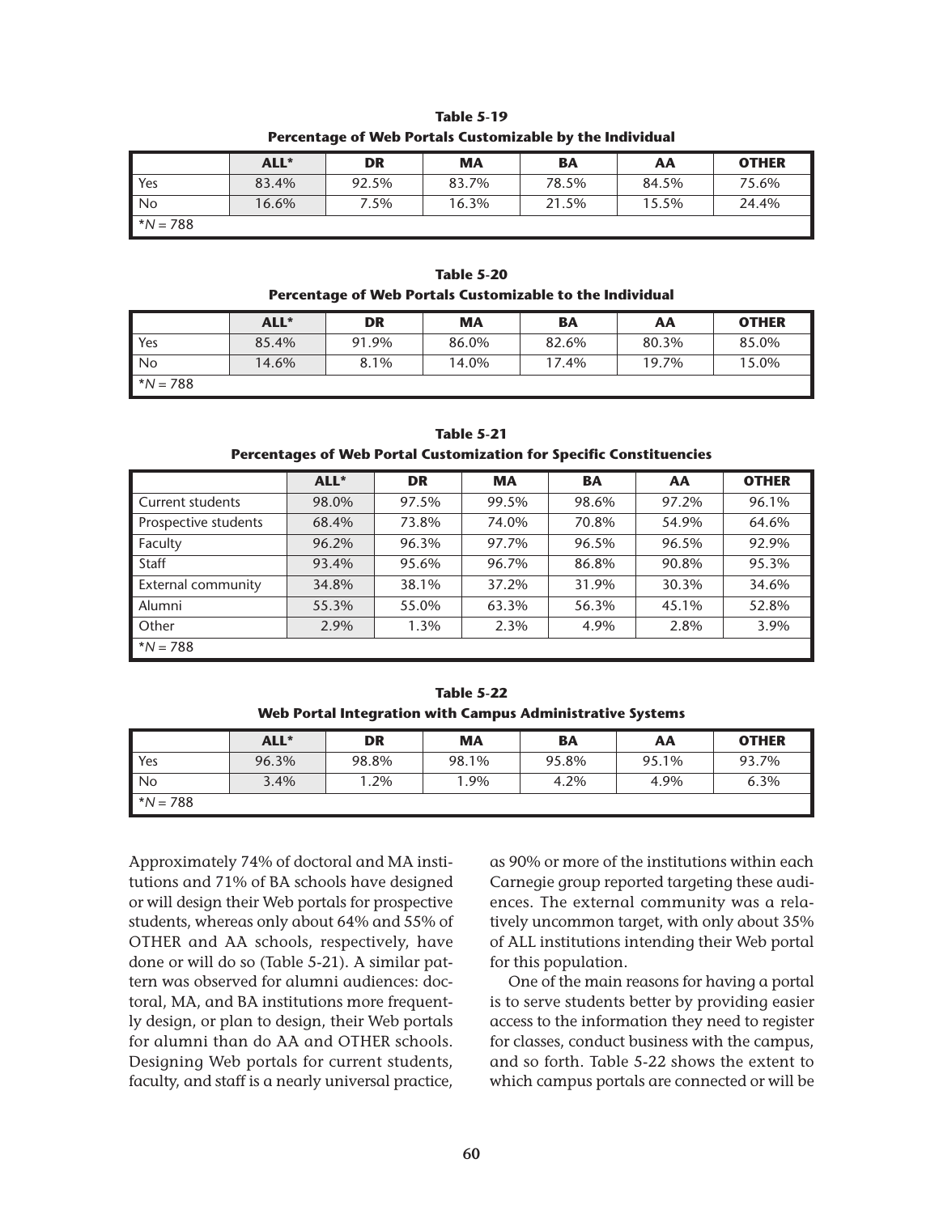**Table 5-19**

**Percentage of Web Portals Customizable by the Individual**

| | ALL* | DR | MA | BA | AA | OTHER |
|---|---|---|---|---|---|---|
| Yes | 83.4% | 92.5% | 83.7% | 78.5% | 84.5% | 75.6% |
| No | 16.6% | 7.5% | 16.3% | 21.5% | 15.5% | 24.4% |
| *N = 788 | | | | | | |

**Table 5-20**

**Percentage of Web Portals Customizable to the Individual**

| | ALL* | DR | MA | BA | AA | OTHER |
|---|---|---|---|---|---|---|
| Yes | 85.4% | 91.9% | 86.0% | 82.6% | 80.3% | 85.0% |
| No | 14.6% | 8.1% | 14.0% | 17.4% | 19.7% | 15.0% |
| *N = 788 | | | | | | |

**Table 5-21**

**Percentages of Web Portal Customization for Specific Constituencies**

| | ALL* | DR | MA | BA | AA | OTHER |
|---|---|---|---|---|---|---|
| Current students | 98.0% | 97.5% | 99.5% | 98.6% | 97.2% | 96.1% |
| Prospective students | 68.4% | 73.8% | 74.0% | 70.8% | 54.9% | 64.6% |
| Faculty | 96.2% | 96.3% | 97.7% | 96.5% | 96.5% | 92.9% |
| Staff | 93.4% | 95.6% | 96.7% | 86.8% | 90.8% | 95.3% |
| External community | 34.8% | 38.1% | 37.2% | 31.9% | 30.3% | 34.6% |
| Alumni | 55.3% | 55.0% | 63.3% | 56.3% | 45.1% | 52.8% |
| Other | 2.9% | 1.3% | 2.3% | 4.9% | 2.8% | 3.9% |
| *N = 788 | | | | | | |

**Table 5-22**

**Web Portal Integration with Campus Administrative Systems**

| | ALL* | DR | MA | BA | AA | OTHER |
|---|---|---|---|---|---|---|
| Yes | 96.3% | 98.8% | 98.1% | 95.8% | 95.1% | 93.7% |
| No | 3.4% | 1.2% | 1.9% | 4.2% | 4.9% | 6.3% |
| *N = 788 | | | | | | |

Approximately 74% of doctoral and MA institutions and 71% of BA schools have designed or will design their Web portals for prospective students, whereas only about 64% and 55% of OTHER and AA schools, respectively, have done or will do so (Table 5-21). A similar pattern was observed for alumni audiences: doctoral, MA, and BA institutions more frequently design, or plan to design, their Web portals for alumni than do AA and OTHER schools. Designing Web portals for current students, faculty, and staff is a nearly universal practice, as 90% or more of the institutions within each Carnegie group reported targeting these audiences. The external community was a relatively uncommon target, with only about 35% of ALL institutions intending their Web portal for this population.

One of the main reasons for having a portal is to serve students better by providing easier access to the information they need to register for classes, conduct business with the campus, and so forth. Table 5-22 shows the extent to which campus portals are connected or will be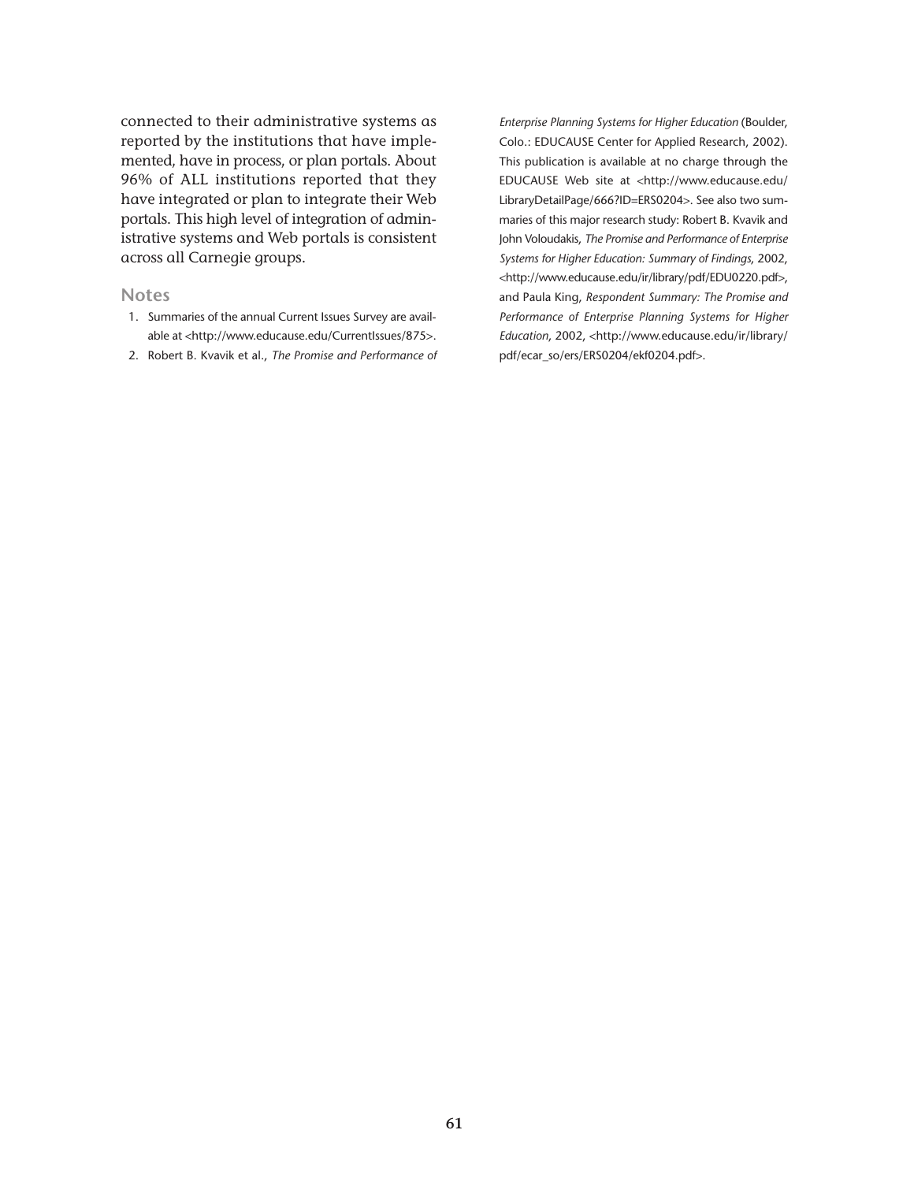connected to their administrative systems as reported by the institutions that have implemented, have in process, or plan portals. About 96% of ALL institutions reported that they have integrated or plan to integrate their Web portals. This high level of integration of administrative systems and Web portals is consistent across all Carnegie groups.

## Notes

1. Summaries of the annual Current Issues Survey are available at <http://www.educause.edu/CurrentIssues/875>.
2. Robert B. Kvavik et al., *The Promise and Performance of Enterprise Planning Systems for Higher Education* (Boulder, Colo.: EDUCAUSE Center for Applied Research, 2002). This publication is available at no charge through the EDUCAUSE Web site at <http://www.educause.edu/LibraryDetailPage/666?ID=ERS0204>. See also two summaries of this major research study: Robert B. Kvavik and John Voloudakis, *The Promise and Performance of Enterprise Systems for Higher Education: Summary of Findings*, 2002, <http://www.educause.edu/ir/library/pdf/EDU0220.pdf>, and Paula King, *Respondent Summary: The Promise and Performance of Enterprise Planning Systems for Higher Education*, 2002, <http://www.educause.edu/ir/library/pdf/ecar_so/ers/ERS0204/ekf0204.pdf>.